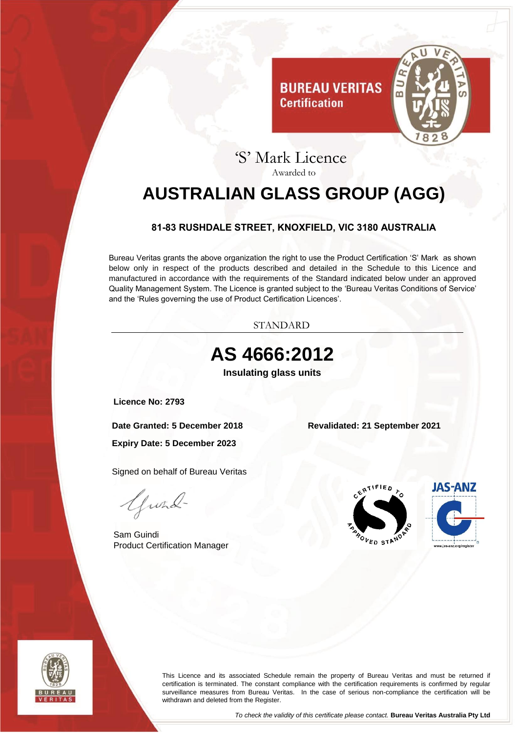**BUREAU VERITAS**
**Certification**

# 'S' Mark Licence

Awarded to

# AUSTRALIAN GLASS GROUP (AGG)

**81-83 RUSHDALE STREET, KNOXFIELD, VIC 3180 AUSTRALIA**

Bureau Veritas grants the above organization the right to use the Product Certification 'S' Mark as shown below only in respect of the products described and detailed in the Schedule to this Licence and manufactured in accordance with the requirements of the Standard indicated below under an approved Quality Management System. The Licence is granted subject to the 'Bureau Veritas Conditions of Service' and the 'Rules governing the use of Product Certification Licences'.

STANDARD

## AS 4666:2012

**Insulating glass units**

**Licence No: 2793**

**Date Granted: 5 December 2018**

**Revalidated: 21 September 2021**

**Expiry Date: 5 December 2023**

Signed on behalf of Bureau Veritas

Sam Guindi
Product Certification Manager

CERTIFIED TO APPROVED STANDARD

JAS-ANZ

www.jas-anz.org/register

This Licence and its associated Schedule remain the property of Bureau Veritas and must be returned if certification is terminated. The constant compliance with the certification requirements is confirmed by regular surveillance measures from Bureau Veritas. In the case of serious non-compliance the certification will be withdrawn and deleted from the Register.

*To check the validity of this certificate please contact.* **Bureau Veritas Australia Pty Ltd**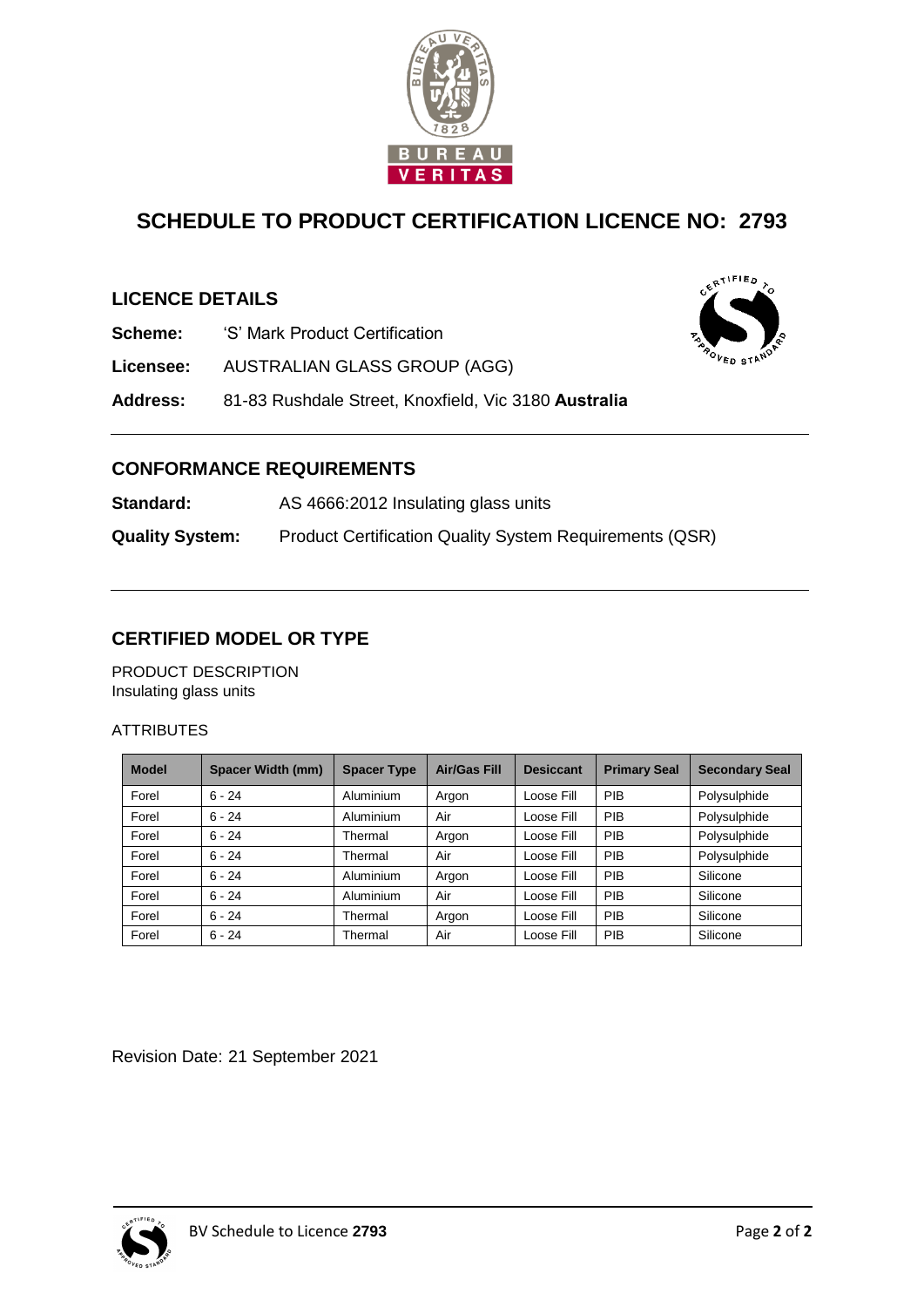# SCHEDULE TO PRODUCT CERTIFICATION LICENCE NO: 2793

## LICENCE DETAILS

**Scheme:** 'S' Mark Product Certification

**Licensee:** AUSTRALIAN GLASS GROUP (AGG)

**Address:** 81-83 Rushdale Street, Knoxfield, Vic 3180 **Australia**

## CONFORMANCE REQUIREMENTS

**Standard:** AS 4666:2012 Insulating glass units

**Quality System:** Product Certification Quality System Requirements (QSR)

## CERTIFIED MODEL OR TYPE

PRODUCT DESCRIPTION
Insulating glass units

ATTRIBUTES

| Model | Spacer Width (mm) | Spacer Type | Air/Gas Fill | Desiccant | Primary Seal | Secondary Seal |
|---|---|---|---|---|---|---|
| Forel | 6 - 24 | Aluminium | Argon | Loose Fill | PIB | Polysulphide |
| Forel | 6 - 24 | Aluminium | Air | Loose Fill | PIB | Polysulphide |
| Forel | 6 - 24 | Thermal | Argon | Loose Fill | PIB | Polysulphide |
| Forel | 6 - 24 | Thermal | Air | Loose Fill | PIB | Polysulphide |
| Forel | 6 - 24 | Aluminium | Argon | Loose Fill | PIB | Silicone |
| Forel | 6 - 24 | Aluminium | Air | Loose Fill | PIB | Silicone |
| Forel | 6 - 24 | Thermal | Argon | Loose Fill | PIB | Silicone |
| Forel | 6 - 24 | Thermal | Air | Loose Fill | PIB | Silicone |

Revision Date: 21 September 2021